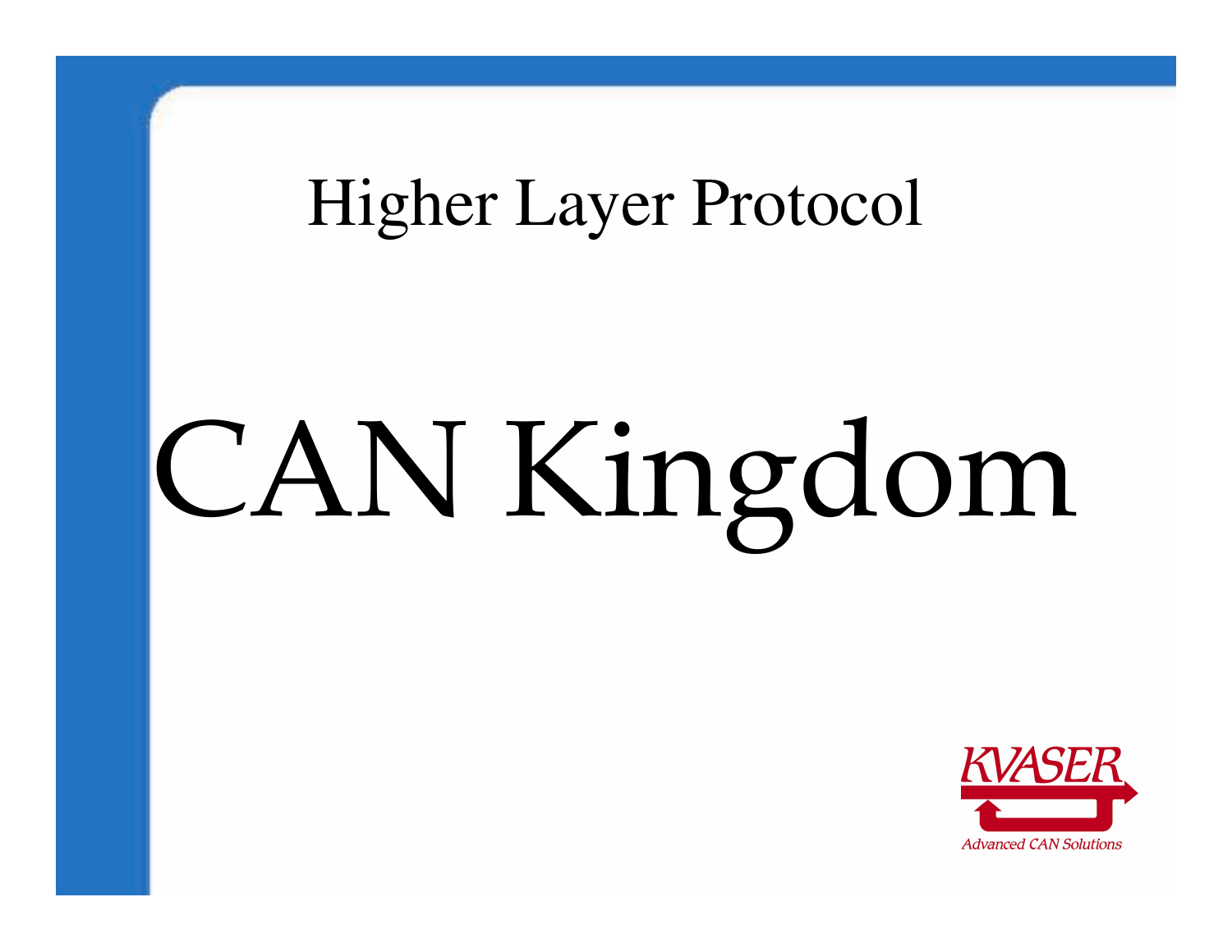## Higher Layer Protocol

# CAN Kingdom

KVASER

Advanced CAN Solutions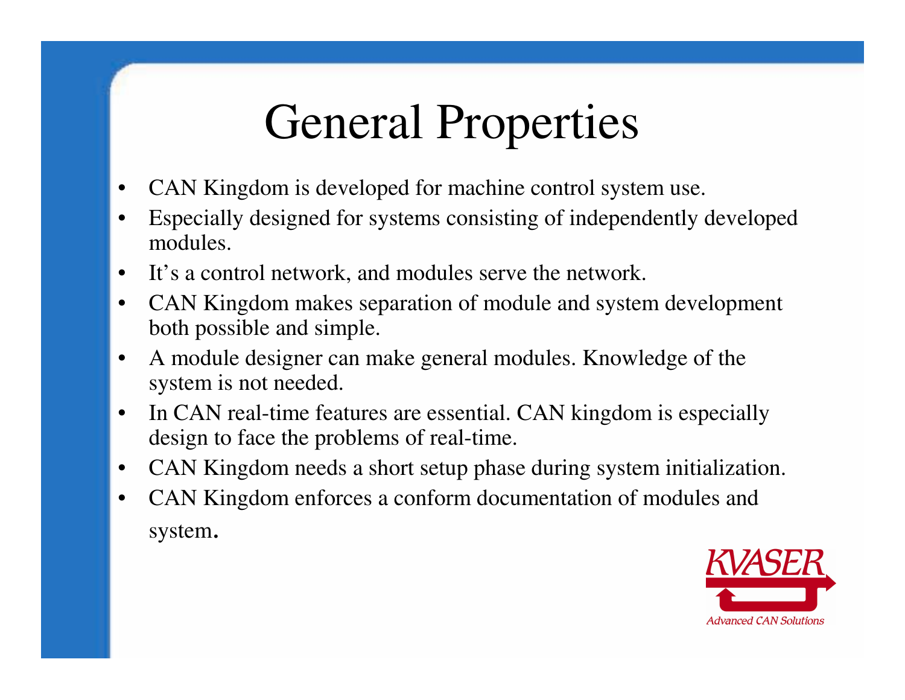# General Properties

- CAN Kingdom is developed for machine control system use.
- Especially designed for systems consisting of independently developed modules.
- It's a control network, and modules serve the network.
- CAN Kingdom makes separation of module and system development both possible and simple.
- A module designer can make general modules. Knowledge of the system is not needed.
- In CAN real-time features are essential. CAN kingdom is especially design to face the problems of real-time.
- CAN Kingdom needs a short setup phase during system initialization.
- CAN Kingdom enforces a conform documentation of modules and system.

KVASER
Advanced CAN Solutions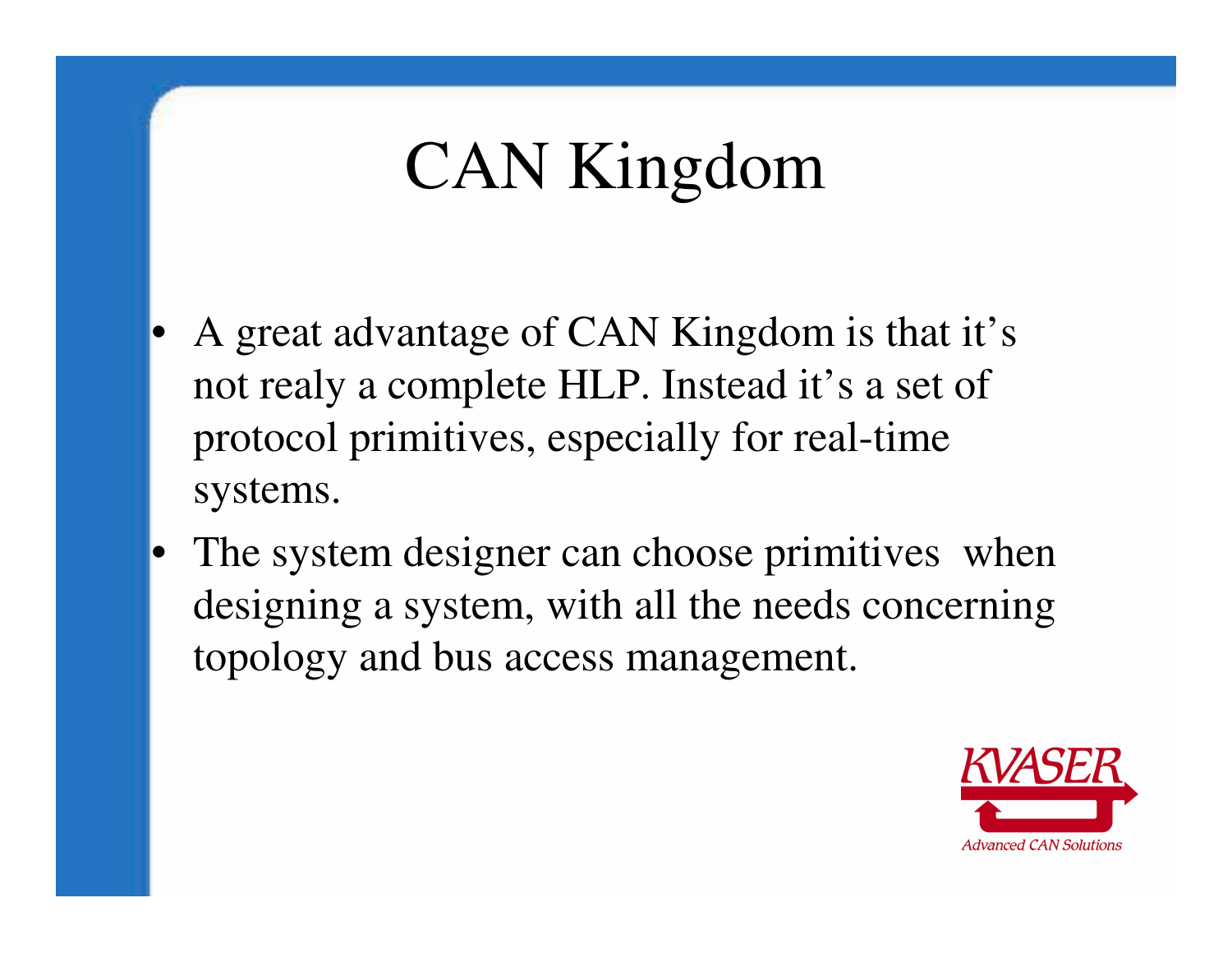# CAN Kingdom

- A great advantage of CAN Kingdom is that it’s not realy a complete HLP. Instead it’s a set of protocol primitives, especially for real-time systems.
- The system designer can choose primitives when designing a system, with all the needs concerning topology and bus access management.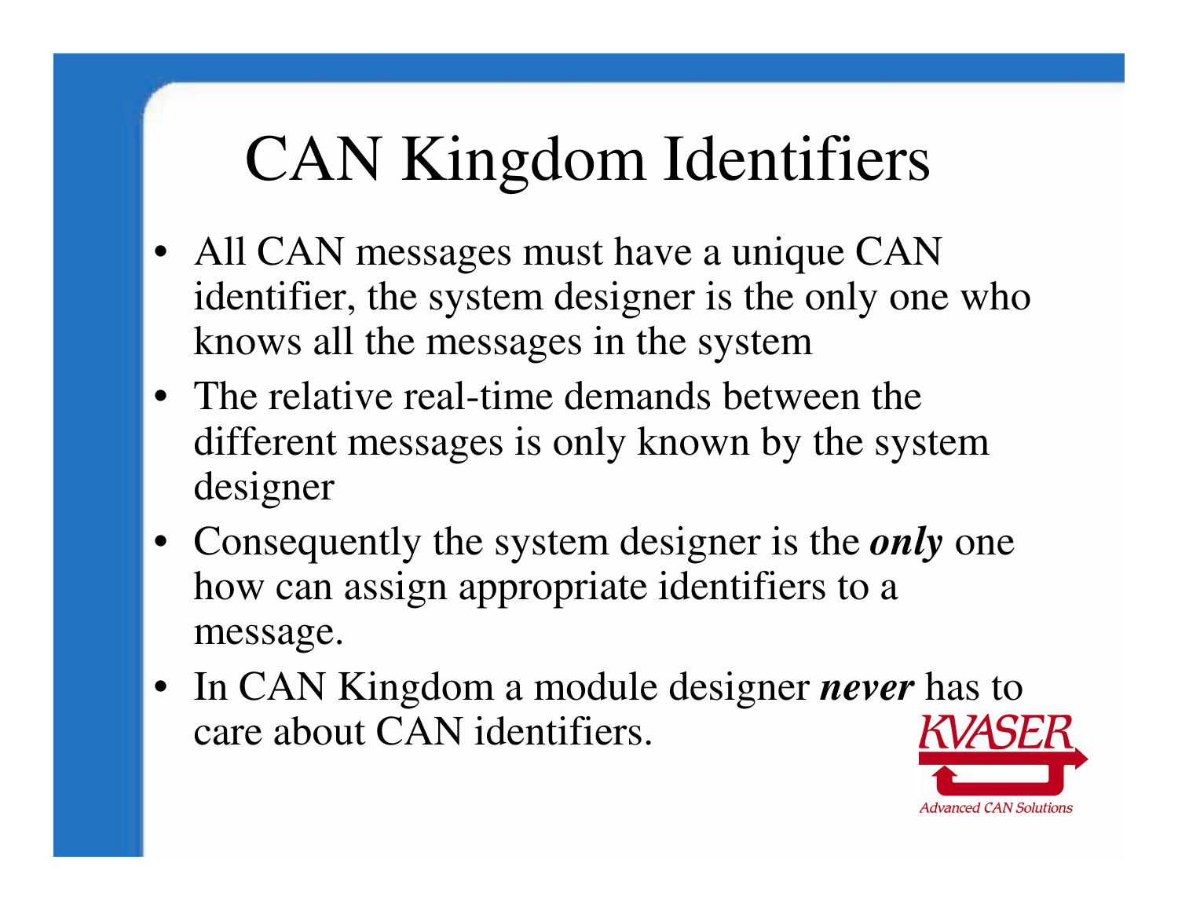# CAN Kingdom Identifiers

- All CAN messages must have a unique CAN identifier, the system designer is the only one who knows all the messages in the system
- The relative real-time demands between the different messages is only known by the system designer
- Consequently the system designer is the ***only*** one how can assign appropriate identifiers to a message.
- In CAN Kingdom a module designer ***never*** has to care about CAN identifiers.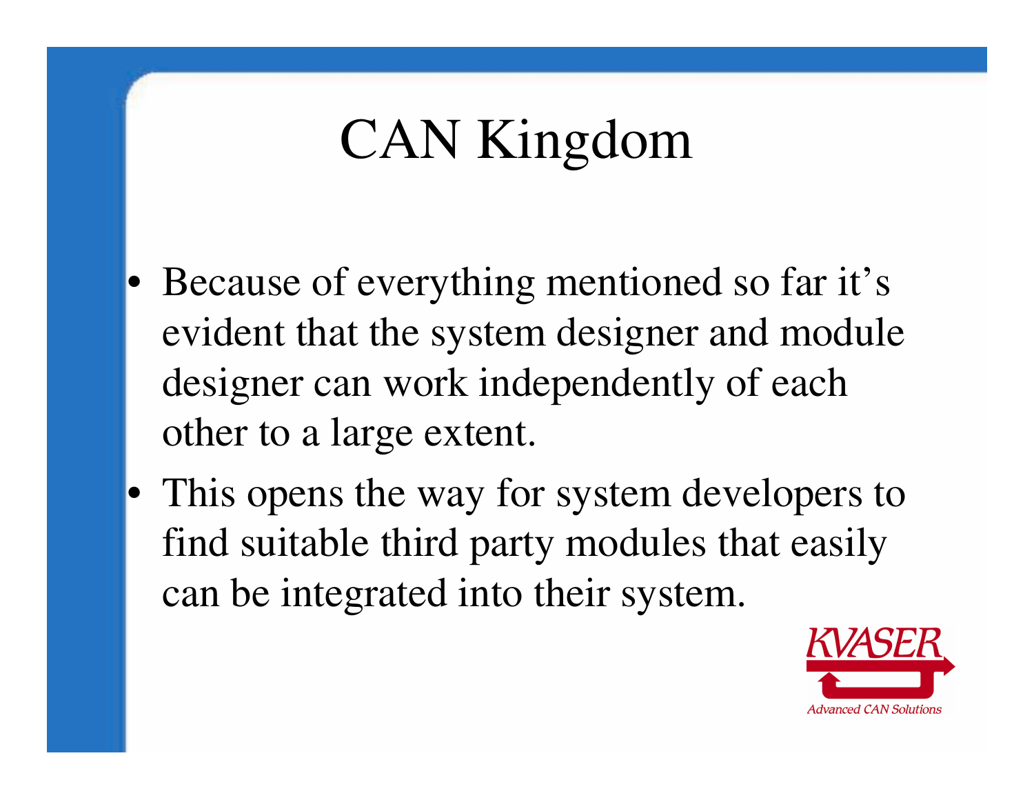# CAN Kingdom

- Because of everything mentioned so far it's evident that the system designer and module designer can work independently of each other to a large extent.
- This opens the way for system developers to find suitable third party modules that easily can be integrated into their system.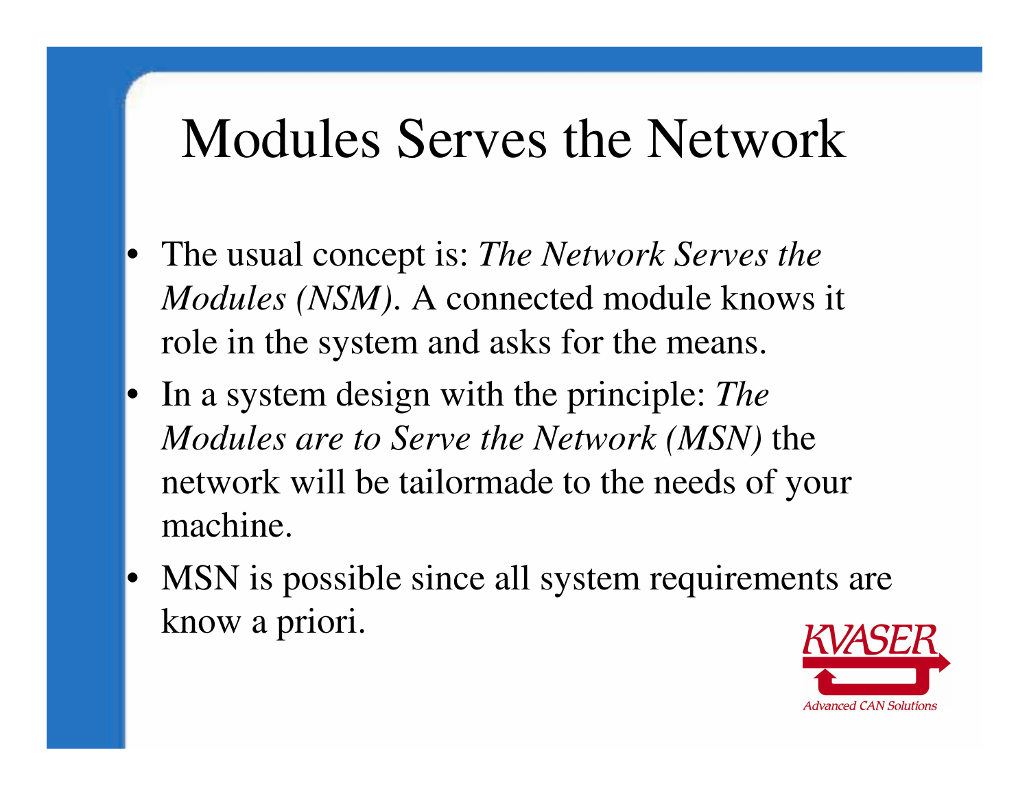# Modules Serves the Network

- The usual concept is: *The Network Serves the Modules (NSM)*. A connected module knows it role in the system and asks for the means.
- In a system design with the principle: *The Modules are to Serve the Network (MSN)* the network will be tailormade to the needs of your machine.
- MSN is possible since all system requirements are know a priori.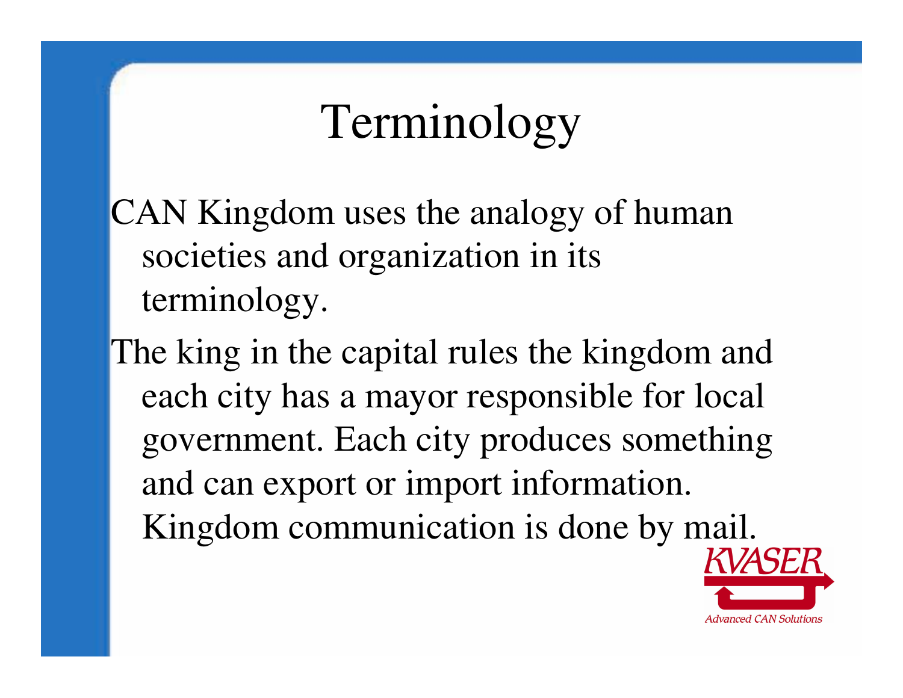# Terminology

CAN Kingdom uses the analogy of human societies and organization in its terminology.

The king in the capital rules the kingdom and each city has a mayor responsible for local government. Each city produces something and can export or import information. Kingdom communication is done by mail.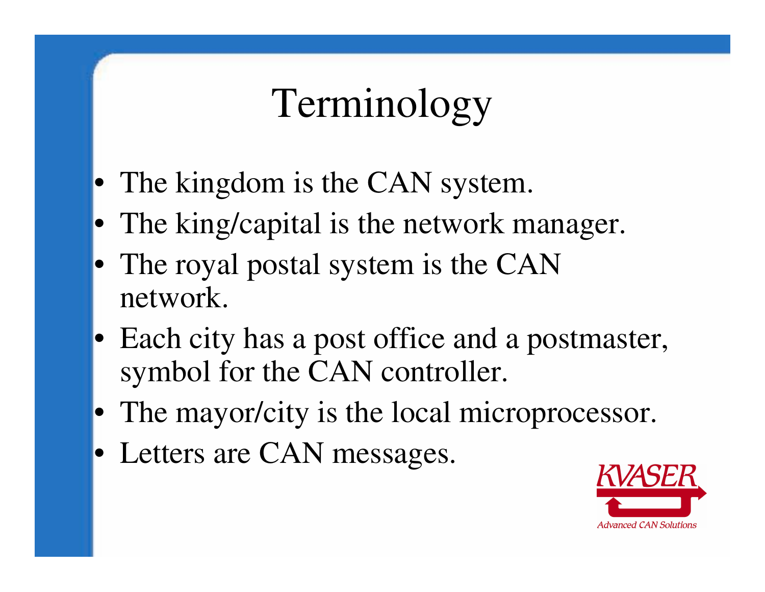# Terminology

- The kingdom is the CAN system.
- The king/capital is the network manager.
- The royal postal system is the CAN network.
- Each city has a post office and a postmaster, symbol for the CAN controller.
- The mayor/city is the local microprocessor.
- Letters are CAN messages.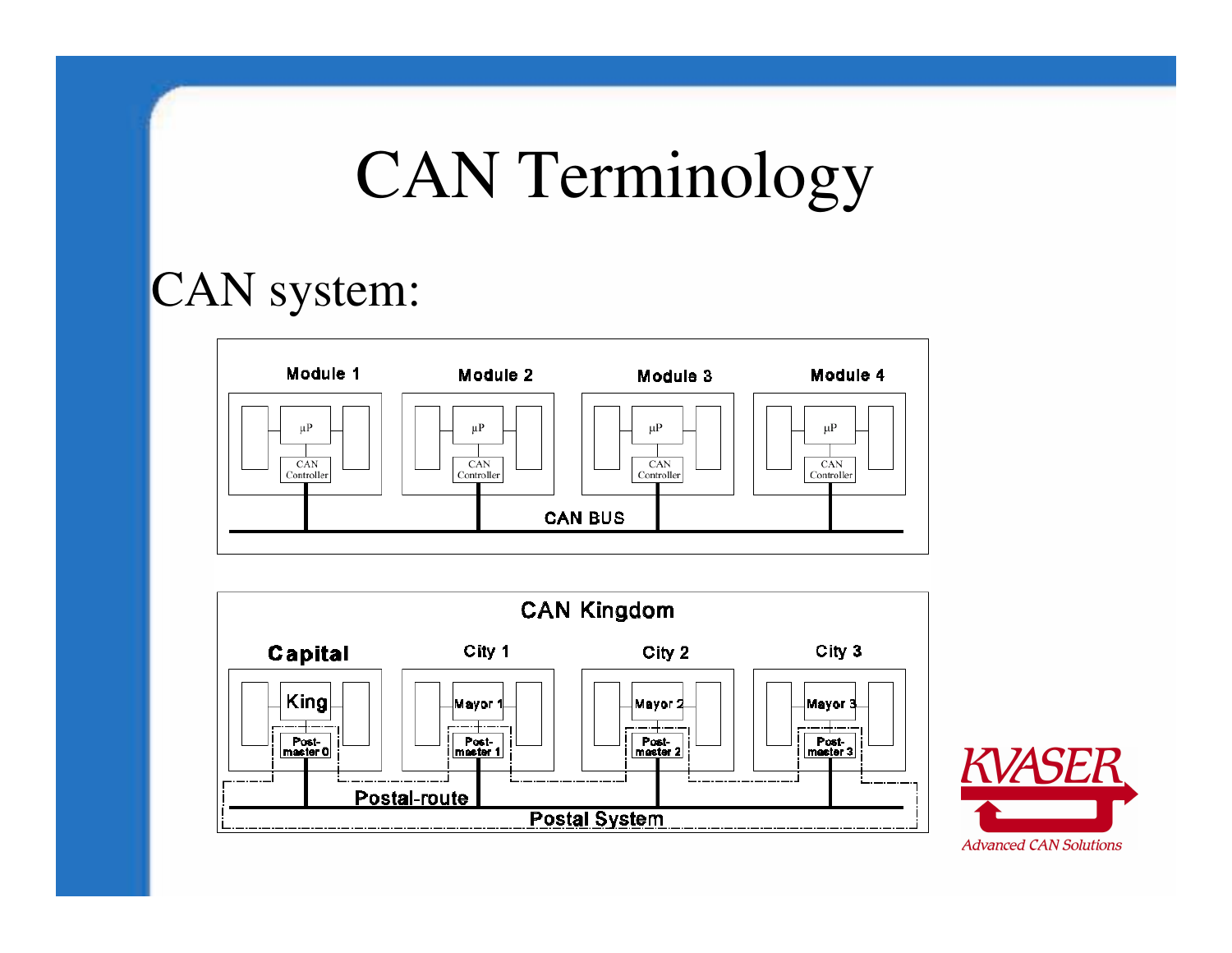# CAN Terminology

CAN system:

Module 1, Module 2, Module 3, Module 4

μP, CAN Controller

CAN BUS

CAN Kingdom

Capital, City 1, City 2, City 3

King, Mayor 1, Mayor 2, Mayor 3

Post-master 0, Post-master 1, Post-master 2, Post-master 3

Postal-route

Postal System

KVASER

Advanced CAN Solutions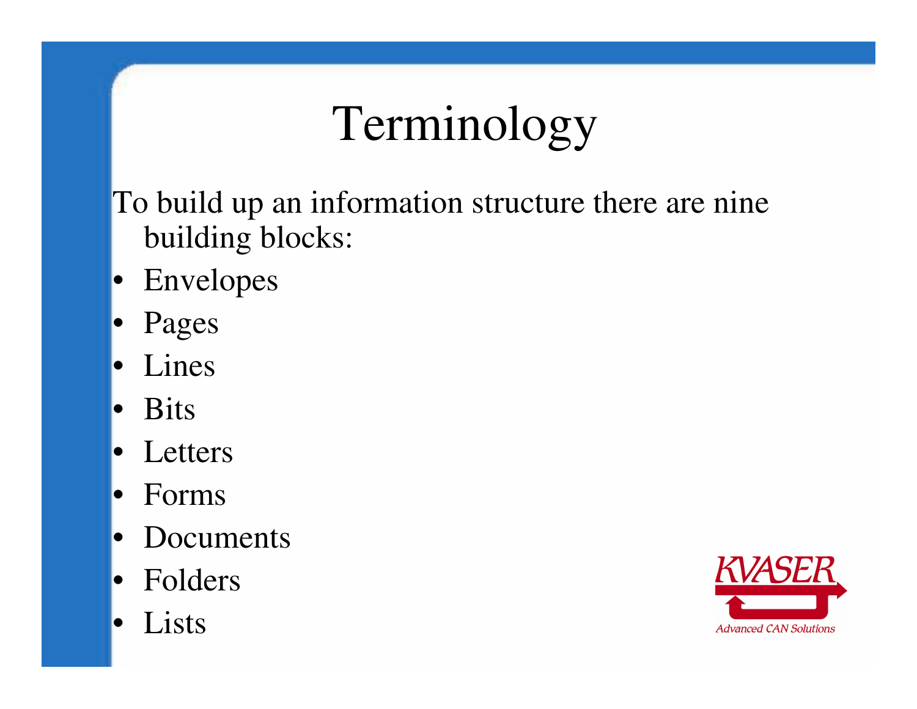# Terminology

To build up an information structure there are nine building blocks:

- Envelopes
- Pages
- Lines
- Bits
- Letters
- Forms
- Documents
- Folders
- Lists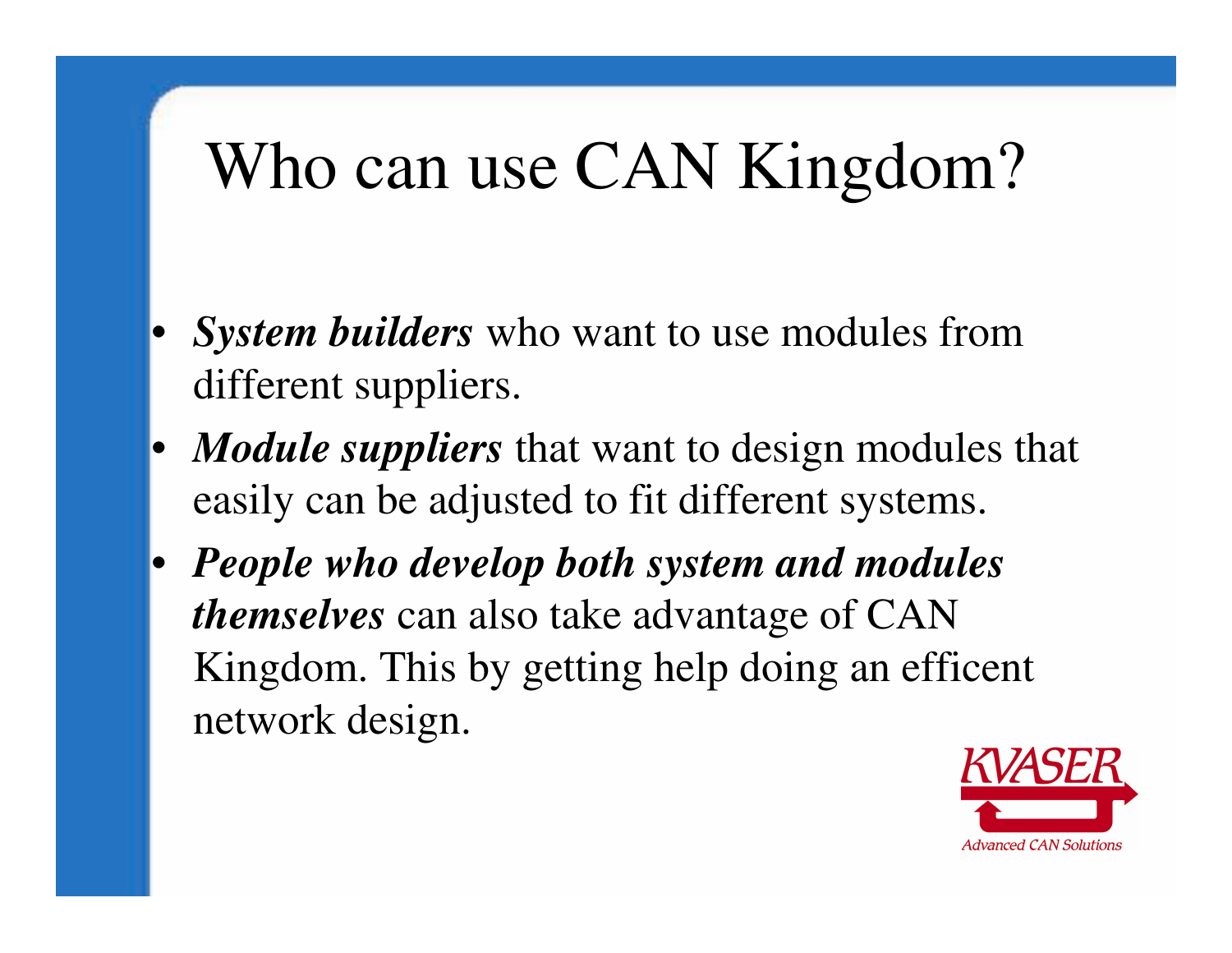# Who can use CAN Kingdom?

- ***System builders*** who want to use modules from different suppliers.
- ***Module suppliers*** that want to design modules that easily can be adjusted to fit different systems.
- ***People who develop both system and modules themselves*** can also take advantage of CAN Kingdom. This by getting help doing an efficent network design.

KVASER
Advanced CAN Solutions